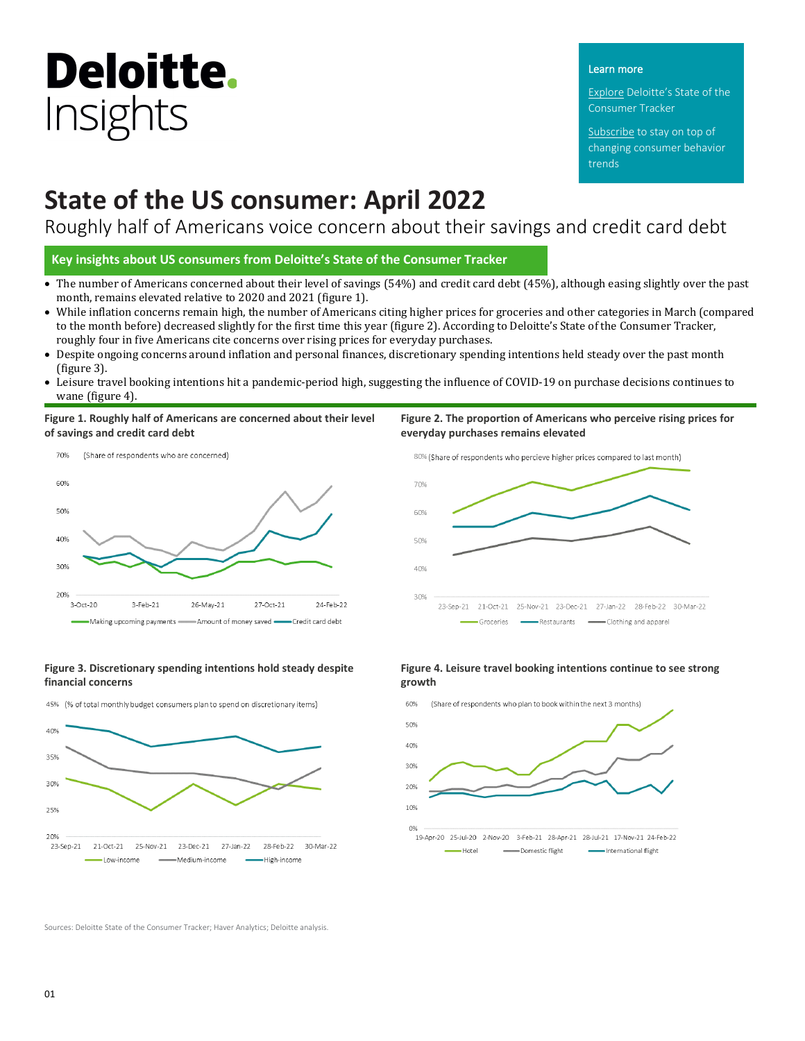# Deloitte. Insights

Learn more

Explore Deloitte's State of the Consumer Tracker

Subscribe to stay on top of changing consumer behavior trends

# State of the US consumer: April 2022

## Roughly half of Americans voice concern about their savings and credit card debt

### Key insights about US consumers from Deloitte's State of the Consumer Tracker

- The number of Americans concerned about their level of savings (54%) and credit card debt (45%), although easing slightly over the past month, remains elevated relative to 2020 and 2021 (figure 1).
- While inflation concerns remain high, the number of Americans citing higher prices for groceries and other categories in March (compared to the month before) decreased slightly for the first time this year (figure 2). According to Deloitte's State of the Consumer Tracker, roughly four in five Americans cite concerns over rising prices for everyday purchases.
- Despite ongoing concerns around inflation and personal finances, discretionary spending intentions held steady over the past month (figure 3).
- Leisure travel booking intentions hit a pandemic-period high, suggesting the influence of COVID-19 on purchase decisions continues to wane (figure 4).

**Figure 1. Roughly half of Americans are concerned about their level of savings and credit card debt**

(Share of respondents who are concerned)

Legend: Making upcoming payments; Amount of money saved; Credit card debt

**Figure 2. The proportion of Americans who perceive rising prices for everyday purchases remains elevated**

(Share of respondents who percieve higher prices compared to last month)

Legend: Groceries; Restaurants; Clothing and apparel

**Figure 3. Discretionary spending intentions hold steady despite financial concerns**

(% of total monthly budget consumers plan to spend on discretionary items)

Legend: Low-income; Medium-income; High-income

**Figure 4. Leisure travel booking intentions continue to see strong growth**

(Share of respondents who plan to book within the next 3 months)

Legend: Hotel; Domestic flight; International flight

Sources: Deloitte State of the Consumer Tracker; Haver Analytics; Deloitte analysis.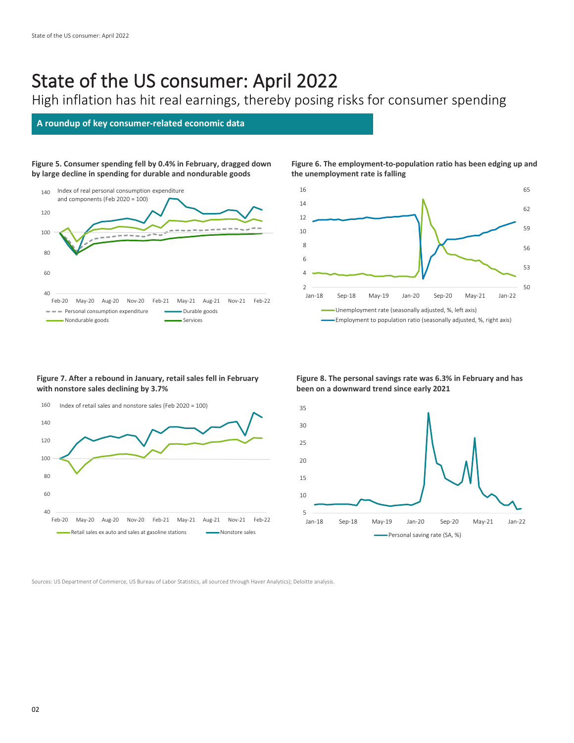# State of the US consumer: April 2022

High inflation has hit real earnings, thereby posing risks for consumer spending

## A roundup of key consumer-related economic data

**Figure 5. Consumer spending fell by 0.4% in February, dragged down by large decline in spending for durable and nondurable goods**

Index of real personal consumption expenditure and components (Feb 2020 = 100)

Personal consumption expenditure; Durable goods; Nondurable goods; Services

**Figure 6. The employment-to-population ratio has been edging up and the unemployment rate is falling**

Unemployment rate (seasonally adjusted, %, left axis); Employment to population ratio (seasonally adjusted, %, right axis)

**Figure 7. After a rebound in January, retail sales fell in February with nonstore sales declining by 3.7%**

Index of retail sales and nonstore sales (Feb 2020 = 100)

Retail sales ex auto and sales at gasoline stations; Nonstore sales

**Figure 8. The personal savings rate was 6.3% in February and has been on a downward trend since early 2021**

Personal saving rate (SA, %)

Sources: US Department of Commerce, US Bureau of Labor Statistics, all sourced through Haver Analytics); Deloitte analysis.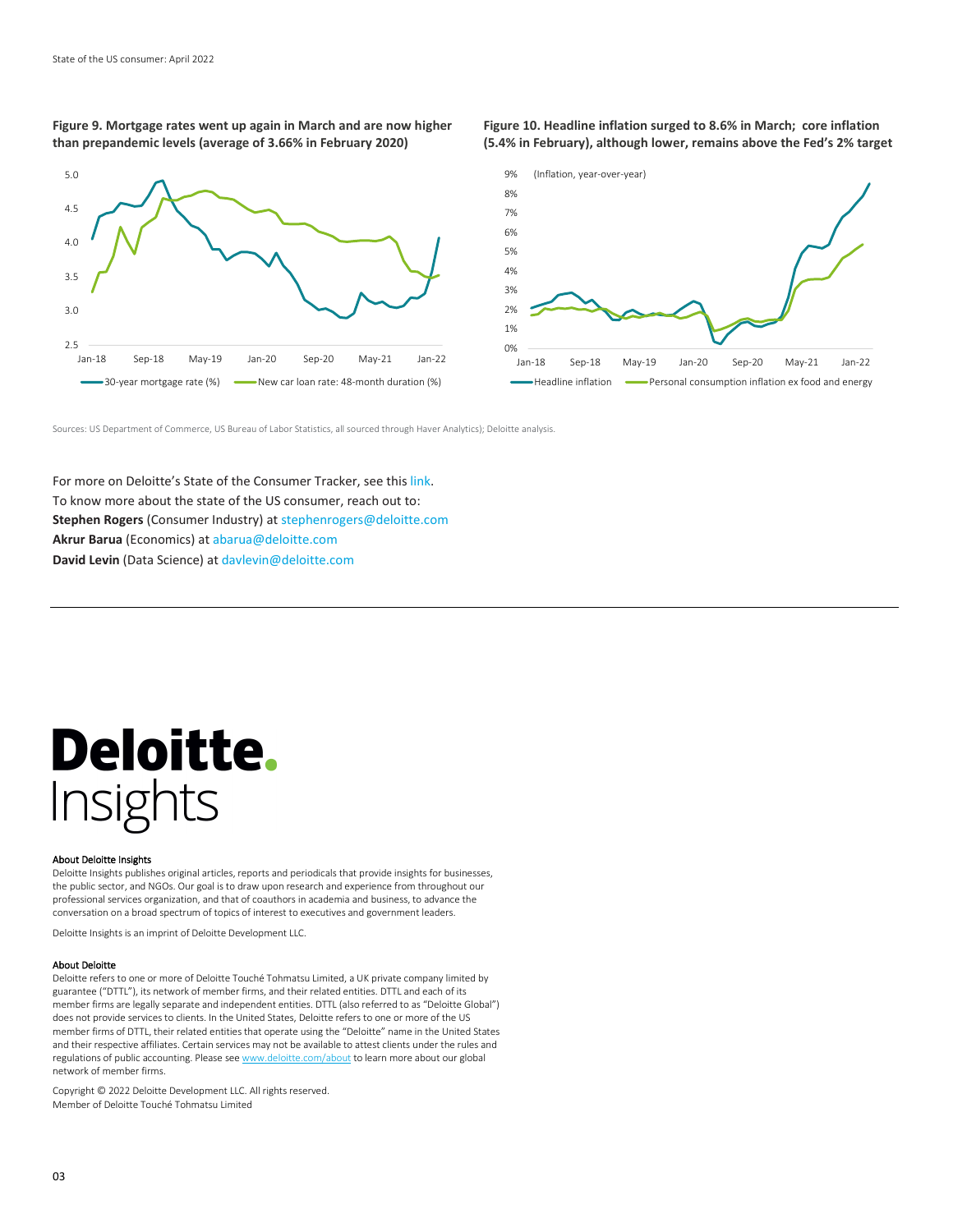**Figure 9. Mortgage rates went up again in March and are now higher than prepandemic levels (average of 3.66% in February 2020)**

5.0
4.5
4.0
3.5
3.0
2.5
Jan-18 Sep-18 May-19 Jan-20 Sep-20 May-21 Jan-22

30-year mortgage rate (%)
New car loan rate: 48-month duration (%)

**Figure 10. Headline inflation surged to 8.6% in March; core inflation (5.4% in February), although lower, remains above the Fed's 2% target**

(Inflation, year-over-year)

9%
8%
7%
6%
5%
4%
3%
2%
1%
0%
Jan-18 Sep-18 May-19 Jan-20 Sep-20 May-21 Jan-22

Headline inflation
Personal consumption inflation ex food and energy

Sources: US Department of Commerce, US Bureau of Labor Statistics, all sourced through Haver Analytics); Deloitte analysis.

For more on Deloitte's State of the Consumer Tracker, see this link.
To know more about the state of the US consumer, reach out to:
**Stephen Rogers** (Consumer Industry) at stephenrogers@deloitte.com
**Akrur Barua** (Economics) at abarua@deloitte.com
**David Levin** (Data Science) at davlevin@deloitte.com

**Deloitte.**
Insights

#### About Deloitte Insights

Deloitte Insights publishes original articles, reports and periodicals that provide insights for businesses, the public sector, and NGOs. Our goal is to draw upon research and experience from throughout our professional services organization, and that of coauthors in academia and business, to advance the conversation on a broad spectrum of topics of interest to executives and government leaders.

Deloitte Insights is an imprint of Deloitte Development LLC.

#### About Deloitte

Deloitte refers to one or more of Deloitte Touché Tohmatsu Limited, a UK private company limited by guarantee ("DTTL"), its network of member firms, and their related entities. DTTL and each of its member firms are legally separate and independent entities. DTTL (also referred to as "Deloitte Global") does not provide services to clients. In the United States, Deloitte refers to one or more of the US member firms of DTTL, their related entities that operate using the "Deloitte" name in the United States and their respective affiliates. Certain services may not be available to attest clients under the rules and regulations of public accounting. Please see www.deloitte.com/about to learn more about our global network of member firms.

Copyright © 2022 Deloitte Development LLC. All rights reserved.
Member of Deloitte Touché Tohmatsu Limited